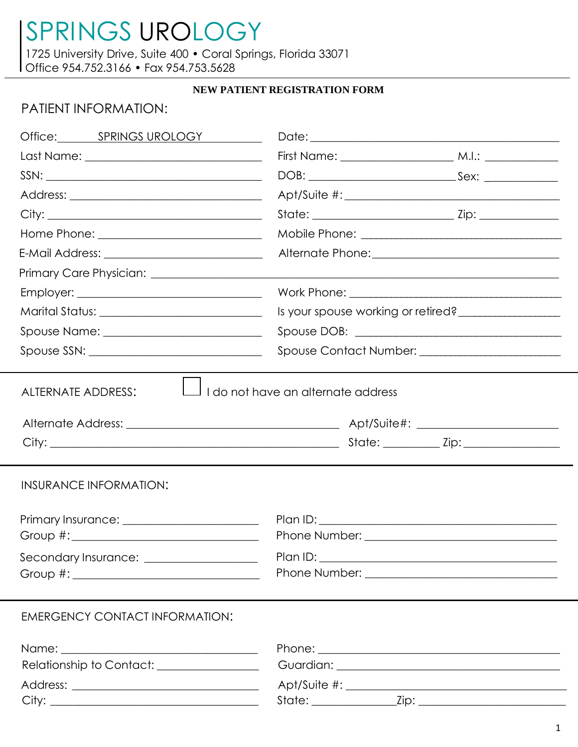# SPRINGS UROLOGY

1725 University Drive, Suite 400 • Coral Springs, Florida 33071
Office 954.752.3166 • Fax 954.753.5628

**NEW PATIENT REGISTRATION FORM**

## PATIENT INFORMATION:

Office: SPRINGS UROLOGY

Date: ______________________________

Last Name: ______________________________

First Name: ____________________ M.I.: __________

SSN: ______________________________

DOB: ____________________ Sex: __________

Address: ______________________________

Apt/Suite #: ______________________________

City: ______________________________

State: ____________________ Zip: __________

Home Phone: ______________________________

Mobile Phone: ______________________________

E-Mail Address: ______________________________

Alternate Phone: ______________________________

Primary Care Physician: ______________________________

Employer: ______________________________

Work Phone: ______________________________

Marital Status: ______________________________

Is your spouse working or retired? ______________

Spouse Name: ______________________________

Spouse DOB: ______________________________

Spouse SSN: ______________________________

Spouse Contact Number: ______________________________

## ALTERNATE ADDRESS:

☐ I do not have an alternate address

Alternate Address: ______________________________ Apt/Suite#: ____________________

City: ______________________________ State: __________ Zip: ______________

## INSURANCE INFORMATION:

Primary Insurance: ______________________________

Plan ID: ______________________________

Group #: ______________________________

Phone Number: ______________________________

Secondary Insurance: ______________________________

Plan ID: ______________________________

Group #: ______________________________

Phone Number: ______________________________

## EMERGENCY CONTACT INFORMATION:

Name: ______________________________

Phone: ______________________________

Relationship to Contact: ______________________________

Guardian: ______________________________

Address: ______________________________

Apt/Suite #: ______________________________

City: ______________________________

State: ______________ Zip: ______________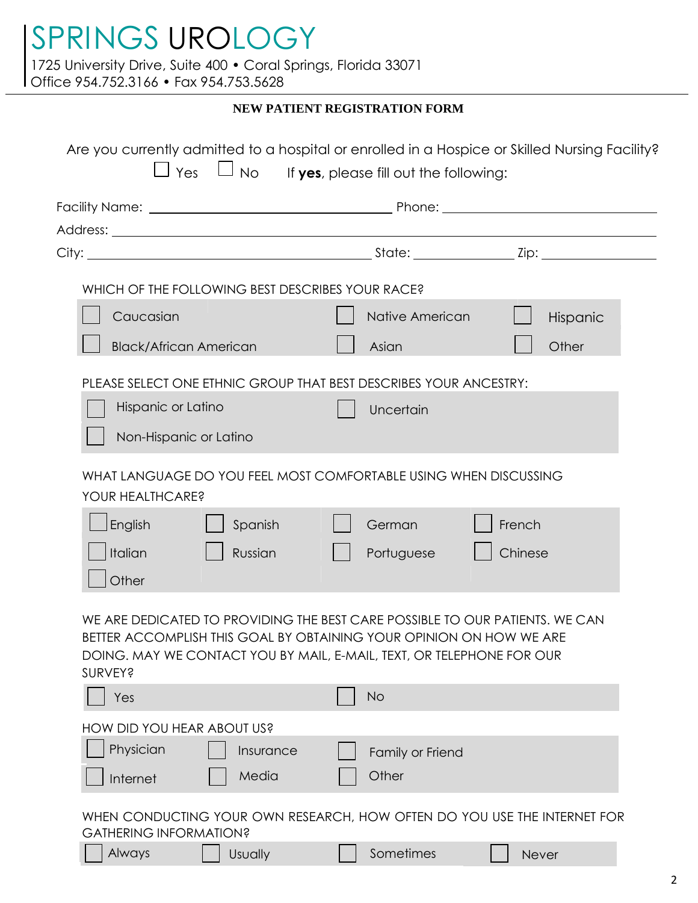# SPRINGS UROLOGY

1725 University Drive, Suite 400 • Coral Springs, Florida 33071
Office 954.752.3166 • Fax 954.753.5628

## NEW PATIENT REGISTRATION FORM

Are you currently admitted to a hospital or enrolled in a Hospice or Skilled Nursing Facility?

☐ Yes ☐ No If **yes**, please fill out the following:

Facility Name: ______________________________ Phone: ______________________________

Address: ____________________________________________________________________

City: ______________________________ State: ______________ Zip: ______________

WHICH OF THE FOLLOWING BEST DESCRIBES YOUR RACE?

| | | |
|---|---|---|
| ☐ Caucasian | ☐ Native American | ☐ Hispanic |
| ☐ Black/African American | ☐ Asian | ☐ Other |

PLEASE SELECT ONE ETHNIC GROUP THAT BEST DESCRIBES YOUR ANCESTRY:

| | |
|---|---|
| ☐ Hispanic or Latino | ☐ Uncertain |
| ☐ Non-Hispanic or Latino | |

WHAT LANGUAGE DO YOU FEEL MOST COMFORTABLE USING WHEN DISCUSSING YOUR HEALTHCARE?

| | | | |
|---|---|---|---|
| ☐ English | ☐ Spanish | ☐ German | ☐ French |
| ☐ Italian | ☐ Russian | ☐ Portuguese | ☐ Chinese |
| ☐ Other | | | |

WE ARE DEDICATED TO PROVIDING THE BEST CARE POSSIBLE TO OUR PATIENTS. WE CAN BETTER ACCOMPLISH THIS GOAL BY OBTAINING YOUR OPINION ON HOW WE ARE DOING. MAY WE CONTACT YOU BY MAIL, E-MAIL, TEXT, OR TELEPHONE FOR OUR SURVEY?

| | |
|---|---|
| ☐ Yes | ☐ No |

HOW DID YOU HEAR ABOUT US?

| | | |
|---|---|---|
| ☐ Physician | ☐ Insurance | ☐ Family or Friend |
| ☐ Internet | ☐ Media | ☐ Other |

WHEN CONDUCTING YOUR OWN RESEARCH, HOW OFTEN DO YOU USE THE INTERNET FOR GATHERING INFORMATION?

| | | | |
|---|---|---|---|
| ☐ Always | ☐ Usually | ☐ Sometimes | ☐ Never |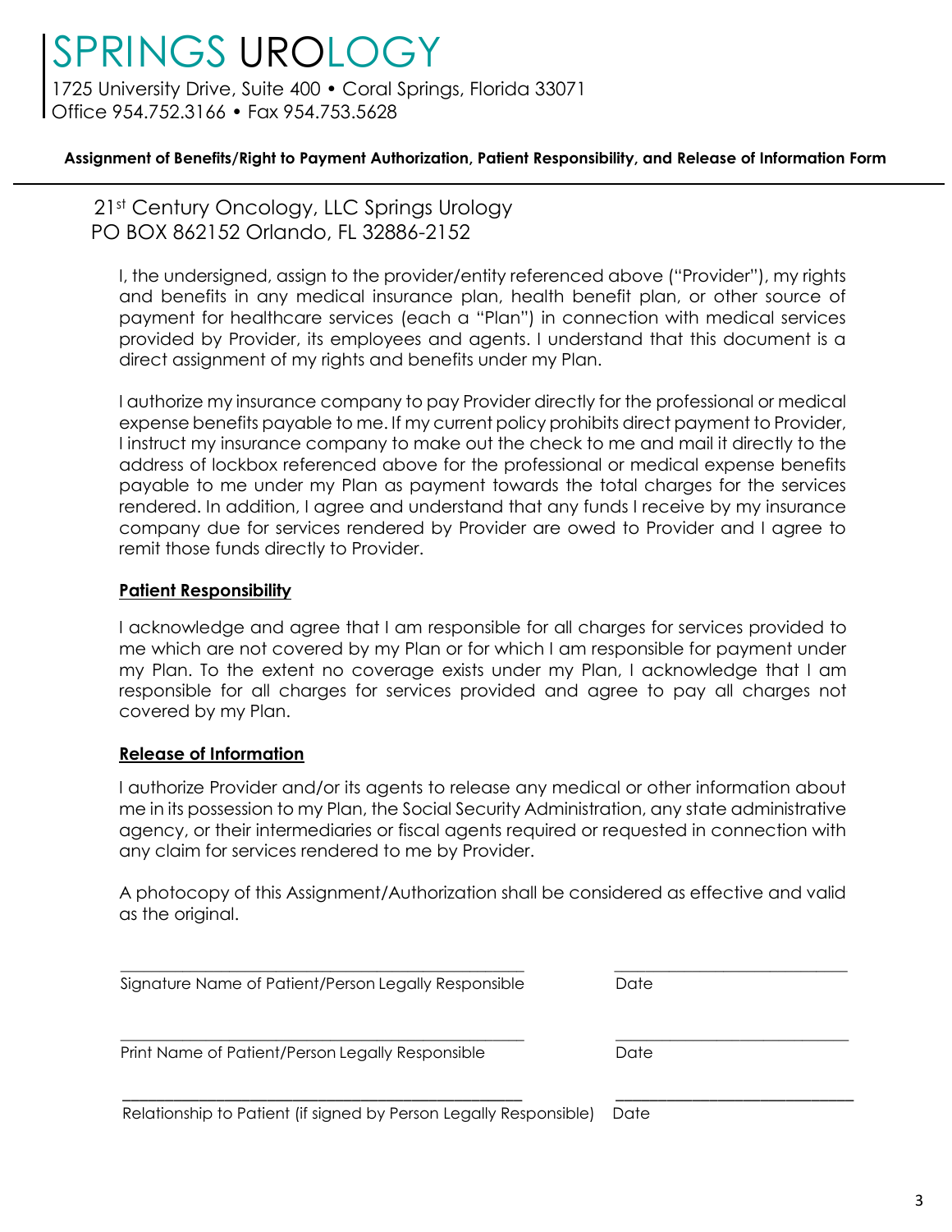# SPRINGS UROLOGY

1725 University Drive, Suite 400 • Coral Springs, Florida 33071
Office 954.752.3166 • Fax 954.753.5628

**Assignment of Benefits/Right to Payment Authorization, Patient Responsibility, and Release of Information Form**

---

21st Century Oncology, LLC Springs Urology
PO BOX 862152 Orlando, FL 32886-2152

I, the undersigned, assign to the provider/entity referenced above ("Provider"), my rights and benefits in any medical insurance plan, health benefit plan, or other source of payment for healthcare services (each a "Plan") in connection with medical services provided by Provider, its employees and agents. I understand that this document is a direct assignment of my rights and benefits under my Plan.

I authorize my insurance company to pay Provider directly for the professional or medical expense benefits payable to me. If my current policy prohibits direct payment to Provider, I instruct my insurance company to make out the check to me and mail it directly to the address of lockbox referenced above for the professional or medical expense benefits payable to me under my Plan as payment towards the total charges for the services rendered. In addition, I agree and understand that any funds I receive by my insurance company due for services rendered by Provider are owed to Provider and I agree to remit those funds directly to Provider.

**Patient Responsibility**

I acknowledge and agree that I am responsible for all charges for services provided to me which are not covered by my Plan or for which I am responsible for payment under my Plan. To the extent no coverage exists under my Plan, I acknowledge that I am responsible for all charges for services provided and agree to pay all charges not covered by my Plan.

**Release of Information**

I authorize Provider and/or its agents to release any medical or other information about me in its possession to my Plan, the Social Security Administration, any state administrative agency, or their intermediaries or fiscal agents required or requested in connection with any claim for services rendered to me by Provider.

A photocopy of this Assignment/Authorization shall be considered as effective and valid as the original.

\_\_\_\_\_\_\_\_\_\_\_\_\_\_\_\_\_\_\_\_\_\_\_\_\_\_\_\_\_\_\_\_\_\_\_\_\_\_\_\_\_\_\_\_ \_\_\_\_\_\_\_\_\_\_\_\_\_\_\_\_\_\_\_\_\_\_\_\_\_\_
Signature Name of Patient/Person Legally Responsible Date

\_\_\_\_\_\_\_\_\_\_\_\_\_\_\_\_\_\_\_\_\_\_\_\_\_\_\_\_\_\_\_\_\_\_\_\_\_\_\_\_\_\_\_\_ \_\_\_\_\_\_\_\_\_\_\_\_\_\_\_\_\_\_\_\_\_\_\_\_\_\_
Print Name of Patient/Person Legally Responsible Date

\_\_\_\_\_\_\_\_\_\_\_\_\_\_\_\_\_\_\_\_\_\_\_\_\_\_\_\_\_\_\_\_\_\_\_\_\_\_\_\_\_\_\_\_ \_\_\_\_\_\_\_\_\_\_\_\_\_\_\_\_\_\_\_\_\_\_\_\_\_\_
Relationship to Patient (if signed by Person Legally Responsible) Date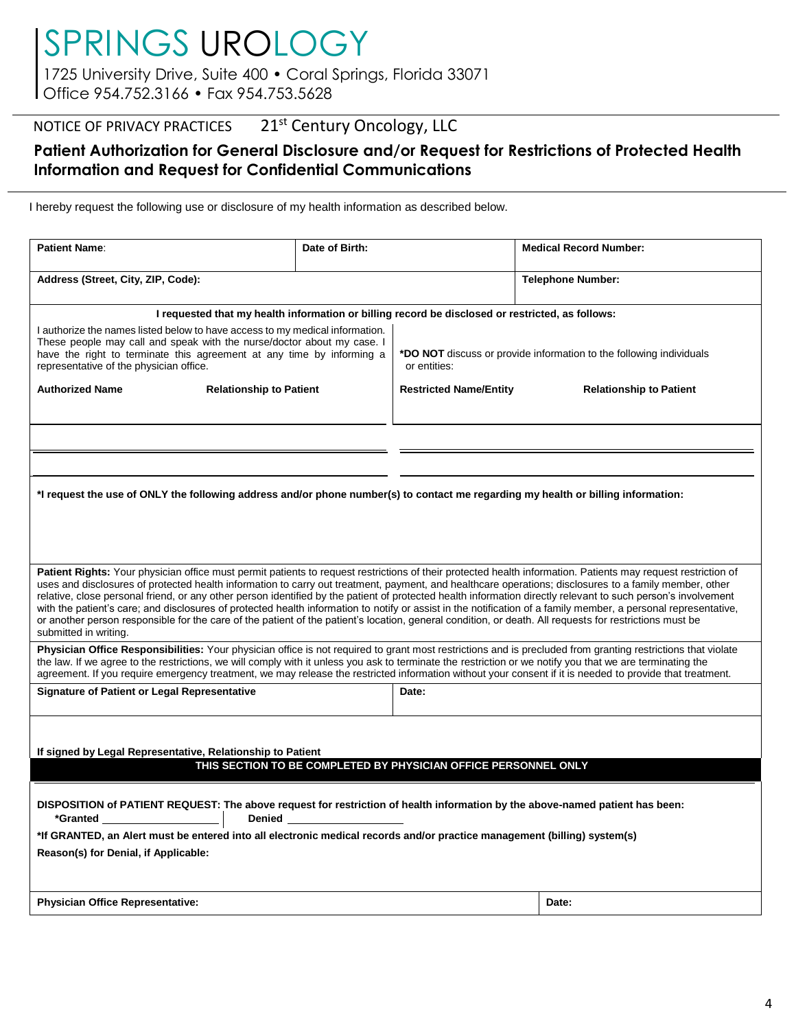# SPRINGS UROLOGY

1725 University Drive, Suite 400 • Coral Springs, Florida 33071
Office 954.752.3166 • Fax 954.753.5628

NOTICE OF PRIVACY PRACTICES 21st Century Oncology, LLC

## Patient Authorization for General Disclosure and/or Request for Restrictions of Protected Health Information and Request for Confidential Communications

I hereby request the following use or disclosure of my health information as described below.

| **Patient Name**: | **Date of Birth:** | **Medical Record Number:** |
|---|---|---|
| **Address (Street, City, ZIP, Code):** | | **Telephone Number:** |

**I requested that my health information or billing record be disclosed or restricted, as follows:**

| I authorize the names listed below to have access to my medical information. These people may call and speak with the nurse/doctor about my case. I have the right to terminate this agreement at any time by informing a representative of the physician office. | | ***DO NOT** discuss or provide information to the following individuals or entities: | |
|---|---|---|---|
| **Authorized Name** | **Relationship to Patient** | **Restricted Name/Entity** | **Relationship to Patient** |
| | | | |
| | | | |
| | | | |

***I request the use of ONLY the following address and/or phone number(s) to contact me regarding my health or billing information:**

**Patient Rights:** Your physician office must permit patients to request restrictions of their protected health information. Patients may request restriction of uses and disclosures of protected health information to carry out treatment, payment, and healthcare operations; disclosures to a family member, other relative, close personal friend, or any other person identified by the patient of protected health information directly relevant to such person's involvement with the patient's care; and disclosures of protected health information to notify or assist in the notification of a family member, a personal representative, or another person responsible for the care of the patient of the patient's location, general condition, or death. All requests for restrictions must be submitted in writing.

**Physician Office Responsibilities:** Your physician office is not required to grant most restrictions and is precluded from granting restrictions that violate the law. If we agree to the restrictions, we will comply with it unless you ask to terminate the restriction or we notify you that we are terminating the agreement. If you require emergency treatment, we may release the restricted information without your consent if it is needed to provide that treatment.

| **Signature of Patient or Legal Representative** | **Date:** |
|---|---|

**If signed by Legal Representative, Relationship to Patient**

**THIS SECTION TO BE COMPLETED BY PHYSICIAN OFFICE PERSONNEL ONLY**

**DISPOSITION of PATIENT REQUEST: The above request for restriction of health information by the above-named patient has been:**

***Granted** ____________________ **Denied** ____________________

***If GRANTED, an Alert must be entered into all electronic medical records and/or practice management (billing) system(s)**

**Reason(s) for Denial, if Applicable:**

| **Physician Office Representative:** | **Date:** |
|---|---|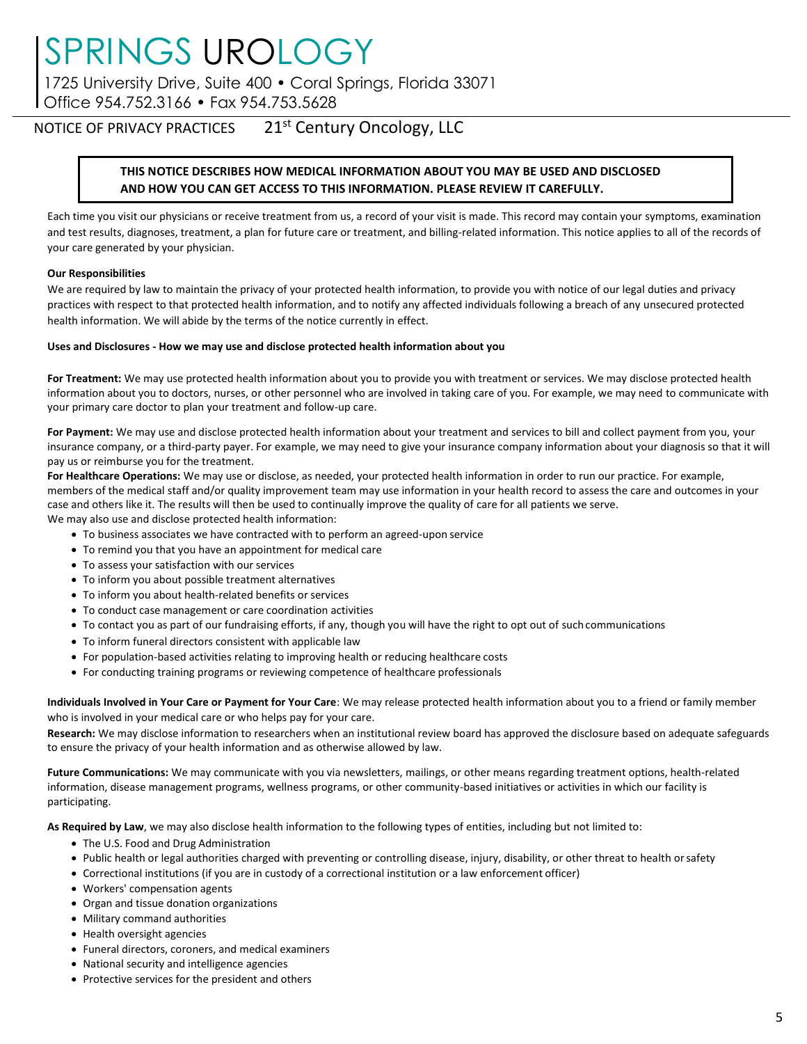# SPRINGS UROLOGY

1725 University Drive, Suite 400 • Coral Springs, Florida 33071
Office 954.752.3166 • Fax 954.753.5628

NOTICE OF PRIVACY PRACTICES 21st Century Oncology, LLC

**THIS NOTICE DESCRIBES HOW MEDICAL INFORMATION ABOUT YOU MAY BE USED AND DISCLOSED AND HOW YOU CAN GET ACCESS TO THIS INFORMATION. PLEASE REVIEW IT CAREFULLY.**

Each time you visit our physicians or receive treatment from us, a record of your visit is made. This record may contain your symptoms, examination and test results, diagnoses, treatment, a plan for future care or treatment, and billing-related information. This notice applies to all of the records of your care generated by your physician.

**Our Responsibilities**

We are required by law to maintain the privacy of your protected health information, to provide you with notice of our legal duties and privacy practices with respect to that protected health information, and to notify any affected individuals following a breach of any unsecured protected health information. We will abide by the terms of the notice currently in effect.

**Uses and Disclosures - How we may use and disclose protected health information about you**

**For Treatment:** We may use protected health information about you to provide you with treatment or services. We may disclose protected health information about you to doctors, nurses, or other personnel who are involved in taking care of you. For example, we may need to communicate with your primary care doctor to plan your treatment and follow-up care.

**For Payment:** We may use and disclose protected health information about your treatment and services to bill and collect payment from you, your insurance company, or a third-party payer. For example, we may need to give your insurance company information about your diagnosis so that it will pay us or reimburse you for the treatment.

**For Healthcare Operations:** We may use or disclose, as needed, your protected health information in order to run our practice. For example, members of the medical staff and/or quality improvement team may use information in your health record to assess the care and outcomes in your case and others like it. The results will then be used to continually improve the quality of care for all patients we serve.

We may also use and disclose protected health information:

- To business associates we have contracted with to perform an agreed-upon service
- To remind you that you have an appointment for medical care
- To assess your satisfaction with our services
- To inform you about possible treatment alternatives
- To inform you about health-related benefits or services
- To conduct case management or care coordination activities
- To contact you as part of our fundraising efforts, if any, though you will have the right to opt out of such communications
- To inform funeral directors consistent with applicable law
- For population-based activities relating to improving health or reducing healthcare costs
- For conducting training programs or reviewing competence of healthcare professionals

**Individuals Involved in Your Care or Payment for Your Care**: We may release protected health information about you to a friend or family member who is involved in your medical care or who helps pay for your care.

**Research:** We may disclose information to researchers when an institutional review board has approved the disclosure based on adequate safeguards to ensure the privacy of your health information and as otherwise allowed by law.

**Future Communications:** We may communicate with you via newsletters, mailings, or other means regarding treatment options, health-related information, disease management programs, wellness programs, or other community-based initiatives or activities in which our facility is participating.

**As Required by Law**, we may also disclose health information to the following types of entities, including but not limited to:

- The U.S. Food and Drug Administration
- Public health or legal authorities charged with preventing or controlling disease, injury, disability, or other threat to health or safety
- Correctional institutions (if you are in custody of a correctional institution or a law enforcement officer)
- Workers' compensation agents
- Organ and tissue donation organizations
- Military command authorities
- Health oversight agencies
- Funeral directors, coroners, and medical examiners
- National security and intelligence agencies
- Protective services for the president and others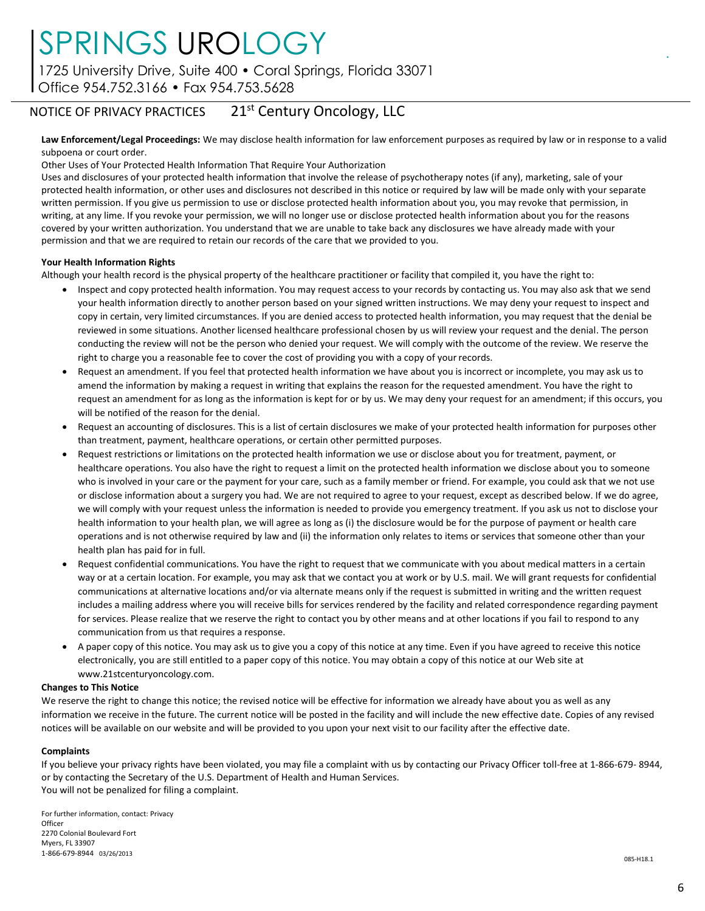# SPRINGS UROLOGY

1725 University Drive, Suite 400 • Coral Springs, Florida 33071
Office 954.752.3166 • Fax 954.753.5628

NOTICE OF PRIVACY PRACTICES 21st Century Oncology, LLC

**Law Enforcement/Legal Proceedings:** We may disclose health information for law enforcement purposes as required by law or in response to a valid subpoena or court order.

Other Uses of Your Protected Health Information That Require Your Authorization

Uses and disclosures of your protected health information that involve the release of psychotherapy notes (if any), marketing, sale of your protected health information, or other uses and disclosures not described in this notice or required by law will be made only with your separate written permission. If you give us permission to use or disclose protected health information about you, you may revoke that permission, in writing, at any lime. If you revoke your permission, we will no longer use or disclose protected health information about you for the reasons covered by your written authorization. You understand that we are unable to take back any disclosures we have already made with your permission and that we are required to retain our records of the care that we provided to you.

**Your Health Information Rights**

Although your health record is the physical property of the healthcare practitioner or facility that compiled it, you have the right to:

- Inspect and copy protected health information. You may request access to your records by contacting us. You may also ask that we send your health information directly to another person based on your signed written instructions. We may deny your request to inspect and copy in certain, very limited circumstances. If you are denied access to protected health information, you may request that the denial be reviewed in some situations. Another licensed healthcare professional chosen by us will review your request and the denial. The person conducting the review will not be the person who denied your request. We will comply with the outcome of the review. We reserve the right to charge you a reasonable fee to cover the cost of providing you with a copy of your records.
- Request an amendment. If you feel that protected health information we have about you is incorrect or incomplete, you may ask us to amend the information by making a request in writing that explains the reason for the requested amendment. You have the right to request an amendment for as long as the information is kept for or by us. We may deny your request for an amendment; if this occurs, you will be notified of the reason for the denial.
- Request an accounting of disclosures. This is a list of certain disclosures we make of your protected health information for purposes other than treatment, payment, healthcare operations, or certain other permitted purposes.
- Request restrictions or limitations on the protected health information we use or disclose about you for treatment, payment, or healthcare operations. You also have the right to request a limit on the protected health information we disclose about you to someone who is involved in your care or the payment for your care, such as a family member or friend. For example, you could ask that we not use or disclose information about a surgery you had. We are not required to agree to your request, except as described below. If we do agree, we will comply with your request unless the information is needed to provide you emergency treatment. If you ask us not to disclose your health information to your health plan, we will agree as long as (i) the disclosure would be for the purpose of payment or health care operations and is not otherwise required by law and (ii) the information only relates to items or services that someone other than your health plan has paid for in full.
- Request confidential communications. You have the right to request that we communicate with you about medical matters in a certain way or at a certain location. For example, you may ask that we contact you at work or by U.S. mail. We will grant requests for confidential communications at alternative locations and/or via alternate means only if the request is submitted in writing and the written request includes a mailing address where you will receive bills for services rendered by the facility and related correspondence regarding payment for services. Please realize that we reserve the right to contact you by other means and at other locations if you fail to respond to any communication from us that requires a response.
- A paper copy of this notice. You may ask us to give you a copy of this notice at any time. Even if you have agreed to receive this notice electronically, you are still entitled to a paper copy of this notice. You may obtain a copy of this notice at our Web site at www.21stcenturyoncology.com.

**Changes to This Notice**

We reserve the right to change this notice; the revised notice will be effective for information we already have about you as well as any information we receive in the future. The current notice will be posted in the facility and will include the new effective date. Copies of any revised notices will be available on our website and will be provided to you upon your next visit to our facility after the effective date.

**Complaints**

If you believe your privacy rights have been violated, you may file a complaint with us by contacting our Privacy Officer toll-free at 1-866-679- 8944, or by contacting the Secretary of the U.S. Department of Health and Human Services.

You will not be penalized for filing a complaint.

For further information, contact: Privacy Officer
2270 Colonial Boulevard Fort Myers, FL 33907
1-866-679-8944 03/26/2013

085-H18.1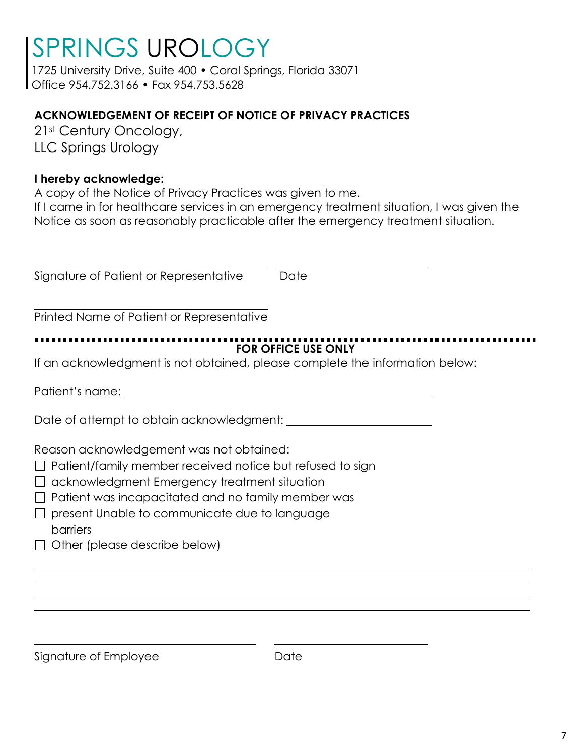# SPRINGS UROLOGY

1725 University Drive, Suite 400 • Coral Springs, Florida 33071
Office 954.752.3166 • Fax 954.753.5628

**ACKNOWLEDGEMENT OF RECEIPT OF NOTICE OF PRIVACY PRACTICES**

21st Century Oncology,
LLC Springs Urology

**I hereby acknowledge:**

A copy of the Notice of Privacy Practices was given to me.
If I came in for healthcare services in an emergency treatment situation, I was given the Notice as soon as reasonably practicable after the emergency treatment situation.

\_\_\_\_\_\_\_\_\_\_\_\_\_\_\_\_\_\_\_\_\_\_\_\_\_\_\_\_\_\_\_\_\_\_\_\_ \_\_\_\_\_\_\_\_\_\_\_\_\_\_\_\_\_\_\_\_\_\_\_\_

Signature of Patient or Representative Date

\_\_\_\_\_\_\_\_\_\_\_\_\_\_\_\_\_\_\_\_\_\_\_\_\_\_\_\_\_\_\_\_\_\_\_\_

Printed Name of Patient or Representative

---

**FOR OFFICE USE ONLY**

If an acknowledgment is not obtained, please complete the information below:

Patient's name: \_\_\_\_\_\_\_\_\_\_\_\_\_\_\_\_\_\_\_\_\_\_\_\_\_\_\_\_\_\_\_\_\_\_\_\_\_\_\_\_\_\_\_\_\_\_

Date of attempt to obtain acknowledgment: \_\_\_\_\_\_\_\_\_\_\_\_\_\_\_\_\_\_\_\_

Reason acknowledgement was not obtained:

- ☐ Patient/family member received notice but refused to sign
- ☐ acknowledgment Emergency treatment situation
- ☐ Patient was incapacitated and no family member was
- ☐ present Unable to communicate due to language barriers
- ☐ Other (please describe below)

\_\_\_\_\_\_\_\_\_\_\_\_\_\_\_\_\_\_\_\_\_\_\_\_\_\_\_\_\_\_\_\_\_\_\_\_\_\_\_\_\_\_\_\_\_\_\_\_\_\_\_\_\_\_\_\_\_\_\_\_\_\_\_\_\_\_\_\_\_\_\_\_

\_\_\_\_\_\_\_\_\_\_\_\_\_\_\_\_\_\_\_\_\_\_\_\_\_\_\_\_\_\_\_\_\_\_\_\_\_\_\_\_\_\_\_\_\_\_\_\_\_\_\_\_\_\_\_\_\_\_\_\_\_\_\_\_\_\_\_\_\_\_\_\_

\_\_\_\_\_\_\_\_\_\_\_\_\_\_\_\_\_\_\_\_\_\_\_\_\_\_\_\_\_\_\_\_\_\_\_\_\_\_\_\_\_\_\_\_\_\_\_\_\_\_\_\_\_\_\_\_\_\_\_\_\_\_\_\_\_\_\_\_\_\_\_\_

\_\_\_\_\_\_\_\_\_\_\_\_\_\_\_\_\_\_\_\_\_\_\_\_\_\_\_\_\_\_\_\_\_\_\_\_\_\_\_\_\_\_\_\_\_\_\_\_\_\_\_\_\_\_\_\_\_\_\_\_\_\_\_\_\_\_\_\_\_\_\_\_

\_\_\_\_\_\_\_\_\_\_\_\_\_\_\_\_\_\_\_\_\_\_\_\_\_\_\_\_\_\_\_\_\_\_\_ \_\_\_\_\_\_\_\_\_\_\_\_\_\_\_\_\_\_\_\_\_\_\_\_

Signature of Employee Date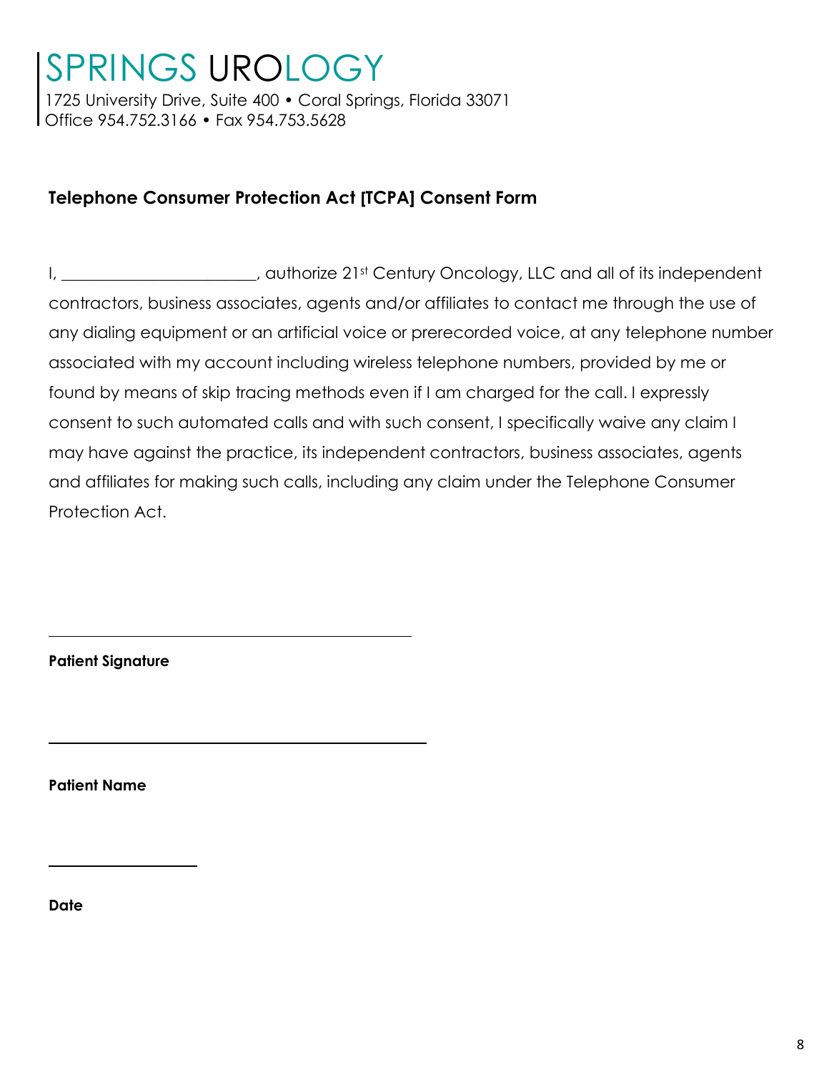# SPRINGS UROLOGY

1725 University Drive, Suite 400 • Coral Springs, Florida 33071
Office 954.752.3166 • Fax 954.753.5628

## Telephone Consumer Protection Act [TCPA] Consent Form

I, ________________________, authorize 21st Century Oncology, LLC and all of its independent contractors, business associates, agents and/or affiliates to contact me through the use of any dialing equipment or an artificial voice or prerecorded voice, at any telephone number associated with my account including wireless telephone numbers, provided by me or found by means of skip tracing methods even if I am charged for the call. I expressly consent to such automated calls and with such consent, I specifically waive any claim I may have against the practice, its independent contractors, business associates, agents and affiliates for making such calls, including any claim under the Telephone Consumer Protection Act.

______________________________________________

**Patient Signature**

______________________________________________

**Patient Name**

____________________

**Date**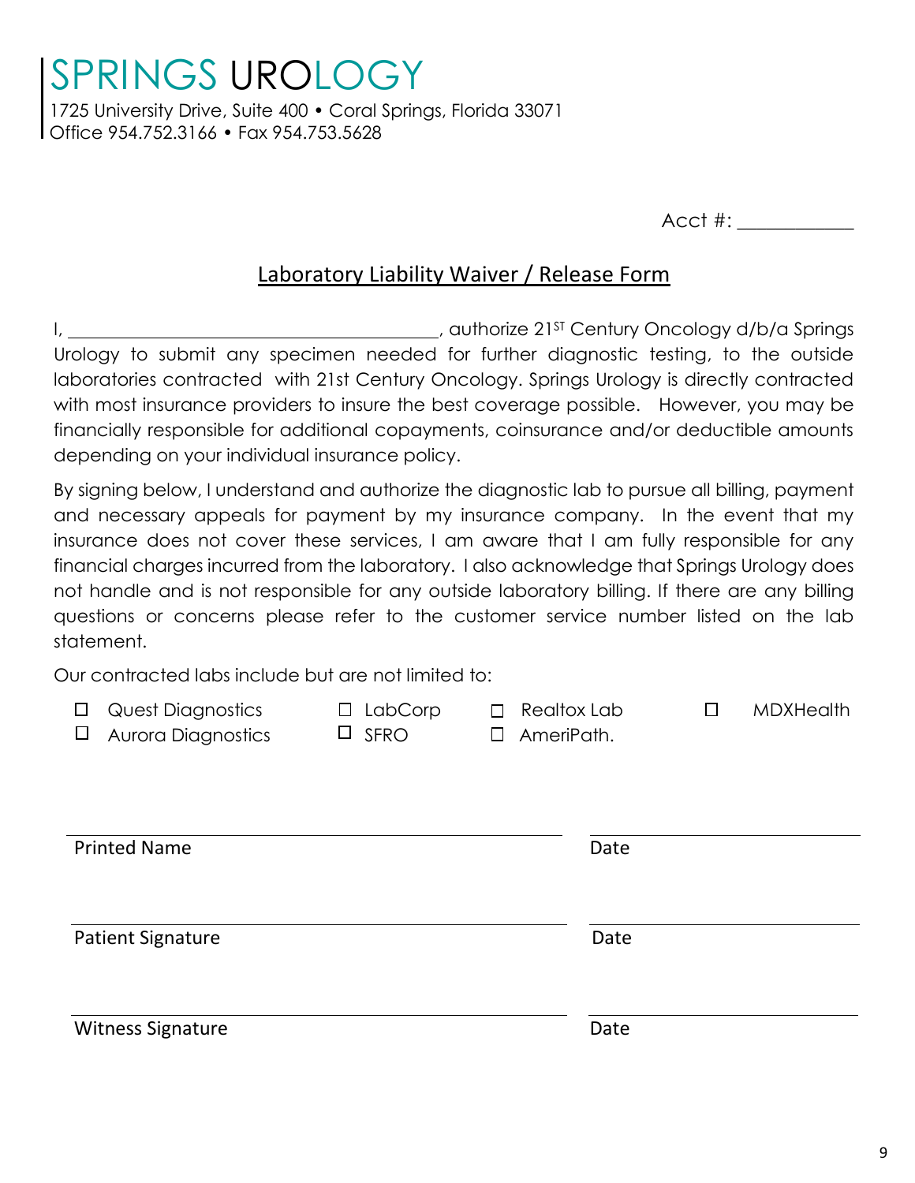# SPRINGS UROLOGY

1725 University Drive, Suite 400 • Coral Springs, Florida 33071
Office 954.752.3166 • Fax 954.753.5628

Acct #: ___________

## Laboratory Liability Waiver / Release Form

I, ________________________________________, authorize 21ST Century Oncology d/b/a Springs Urology to submit any specimen needed for further diagnostic testing, to the outside laboratories contracted with 21st Century Oncology. Springs Urology is directly contracted with most insurance providers to insure the best coverage possible. However, you may be financially responsible for additional copayments, coinsurance and/or deductible amounts depending on your individual insurance policy.

By signing below, I understand and authorize the diagnostic lab to pursue all billing, payment and necessary appeals for payment by my insurance company. In the event that my insurance does not cover these services, I am aware that I am fully responsible for any financial charges incurred from the laboratory. I also acknowledge that Springs Urology does not handle and is not responsible for any outside laboratory billing. If there are any billing questions or concerns please refer to the customer service number listed on the lab statement.

Our contracted labs include but are not limited to:

- ☐ Quest Diagnostics
- ☐ LabCorp
- ☐ Realtox Lab
- ☐ MDXHealth
- ☐ Aurora Diagnostics
- ☐ SFRO
- ☐ AmeriPath.

| | |
|---|---|
| ________________________________ | ________________ |
| Printed Name | Date |
| ________________________________ | ________________ |
| Patient Signature | Date |
| ________________________________ | ________________ |
| Witness Signature | Date |